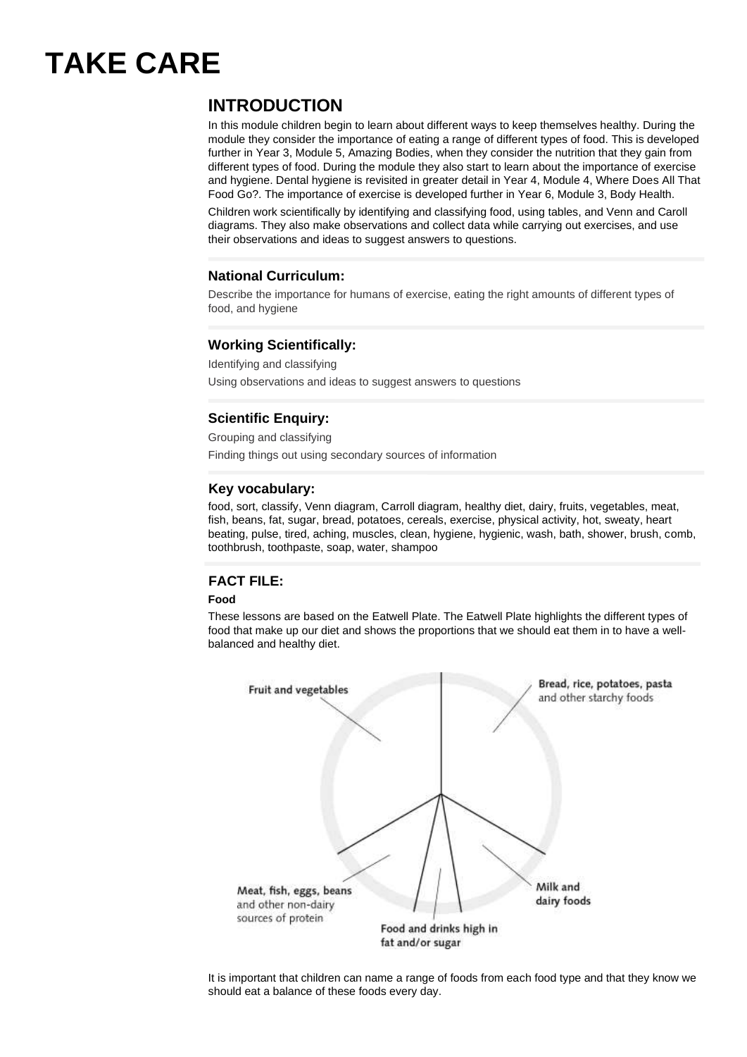# TAKE CARE

## INTRODUCTION

In this module children begin to learn about different ways to keep themselves healthy. During the module they consider the importance of eating a range of different types of food. This is developed further in Year 3, Module 5, Amazing Bodies, when they consider the nutrition that they gain from different types of food. During the module they also start to learn about the importance of exercise and hygiene. Dental hygiene is revisited in greater detail in Year 4, Module 4, Where Does All That Food Go?. The importance of exercise is developed further in Year 6, Module 3, Body Health.

Children work scientifically by identifying and classifying food, using tables, and Venn and Caroll diagrams. They also make observations and collect data while carrying out exercises, and use their observations and ideas to suggest answers to questions.

### National Curriculum:

Describe the importance for humans of exercise, eating the right amounts of different types of food, and hygiene

### Working Scientifically:

Identifying and classifying

Using observations and ideas to suggest answers to questions

### Scientific Enquiry:

Grouping and classifying

Finding things out using secondary sources of information

### Key vocabulary:

food, sort, classify, Venn diagram, Carroll diagram, healthy diet, dairy, fruits, vegetables, meat, fish, beans, fat, sugar, bread, potatoes, cereals, exercise, physical activity, hot, sweaty, heart beating, pulse, tired, aching, muscles, clean, hygiene, hygienic, wash, bath, shower, brush, comb, toothbrush, toothpaste, soap, water, shampoo

### FACT FILE:

**Food**

These lessons are based on the Eatwell Plate. The Eatwell Plate highlights the different types of food that make up our diet and shows the proportions that we should eat them in to have a well-balanced and healthy diet.

Fruit and vegetables

Bread, rice, potatoes, pasta and other starchy foods

Meat, fish, eggs, beans and other non-dairy sources of protein

Milk and dairy foods

Food and drinks high in fat and/or sugar

It is important that children can name a range of foods from each food type and that they know we should eat a balance of these foods every day.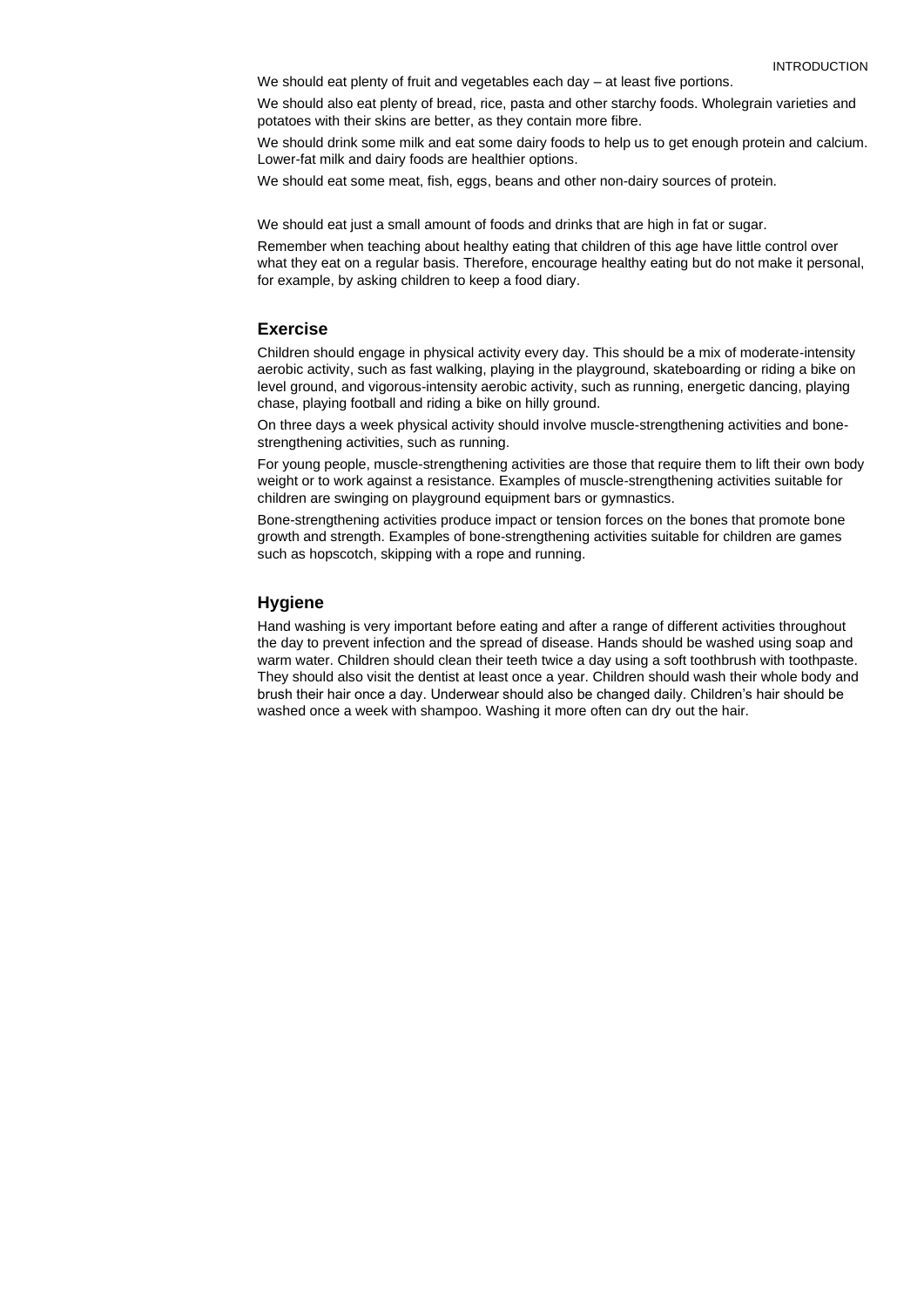We should eat plenty of fruit and vegetables each day – at least five portions.

We should also eat plenty of bread, rice, pasta and other starchy foods. Wholegrain varieties and potatoes with their skins are better, as they contain more fibre.

We should drink some milk and eat some dairy foods to help us to get enough protein and calcium. Lower-fat milk and dairy foods are healthier options.

We should eat some meat, fish, eggs, beans and other non-dairy sources of protein.

We should eat just a small amount of foods and drinks that are high in fat or sugar.

Remember when teaching about healthy eating that children of this age have little control over what they eat on a regular basis. Therefore, encourage healthy eating but do not make it personal, for example, by asking children to keep a food diary.

## Exercise

Children should engage in physical activity every day. This should be a mix of moderate-intensity aerobic activity, such as fast walking, playing in the playground, skateboarding or riding a bike on level ground, and vigorous-intensity aerobic activity, such as running, energetic dancing, playing chase, playing football and riding a bike on hilly ground.

On three days a week physical activity should involve muscle-strengthening activities and bone-strengthening activities, such as running.

For young people, muscle-strengthening activities are those that require them to lift their own body weight or to work against a resistance. Examples of muscle-strengthening activities suitable for children are swinging on playground equipment bars or gymnastics.

Bone-strengthening activities produce impact or tension forces on the bones that promote bone growth and strength. Examples of bone-strengthening activities suitable for children are games such as hopscotch, skipping with a rope and running.

## Hygiene

Hand washing is very important before eating and after a range of different activities throughout the day to prevent infection and the spread of disease. Hands should be washed using soap and warm water. Children should clean their teeth twice a day using a soft toothbrush with toothpaste. They should also visit the dentist at least once a year. Children should wash their whole body and brush their hair once a day. Underwear should also be changed daily. Children's hair should be washed once a week with shampoo. Washing it more often can dry out the hair.